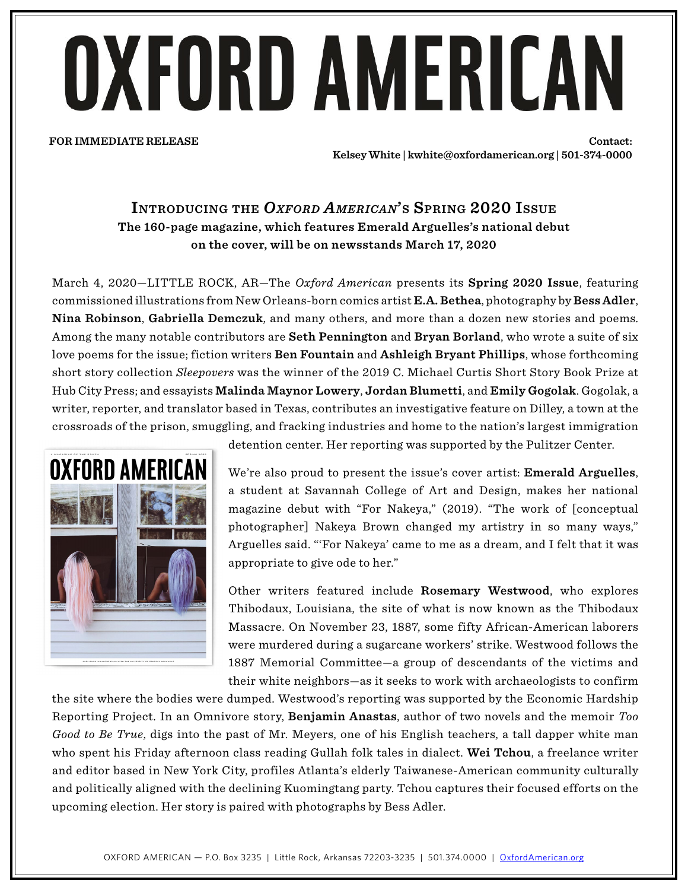# OXFORD AMERICAN

**FOR IMMEDIATE RELEASE**

**Contact:**
**Kelsey White | kwhite@oxfordamerican.org | 501-374-0000**

## INTRODUCING THE *OXFORD AMERICAN*'S SPRING 2020 ISSUE

**The 160-page magazine, which features Emerald Arguelles's national debut on the cover, will be on newsstands March 17, 2020**

March 4, 2020—LITTLE ROCK, AR—The *Oxford American* presents its **Spring 2020 Issue**, featuring commissioned illustrations from New Orleans-born comics artist **E.A. Bethea**, photography by **Bess Adler**, **Nina Robinson**, **Gabriella Demczuk**, and many others, and more than a dozen new stories and poems. Among the many notable contributors are **Seth Pennington** and **Bryan Borland**, who wrote a suite of six love poems for the issue; fiction writers **Ben Fountain** and **Ashleigh Bryant Phillips**, whose forthcoming short story collection *Sleepovers* was the winner of the 2019 C. Michael Curtis Short Story Book Prize at Hub City Press; and essayists **Malinda Maynor Lowery**, **Jordan Blumetti**, and **Emily Gogolak**. Gogolak, a writer, reporter, and translator based in Texas, contributes an investigative feature on Dilley, a town at the crossroads of the prison, smuggling, and fracking industries and home to the nation's largest immigration detention center. Her reporting was supported by the Pulitzer Center.

We're also proud to present the issue's cover artist: **Emerald Arguelles**, a student at Savannah College of Art and Design, makes her national magazine debut with "For Nakeya," (2019). "The work of [conceptual photographer] Nakeya Brown changed my artistry in so many ways," Arguelles said. "'For Nakeya' came to me as a dream, and I felt that it was appropriate to give ode to her."

Other writers featured include **Rosemary Westwood**, who explores Thibodaux, Louisiana, the site of what is now known as the Thibodaux Massacre. On November 23, 1887, some fifty African-American laborers were murdered during a sugarcane workers' strike. Westwood follows the 1887 Memorial Committee—a group of descendants of the victims and their white neighbors—as it seeks to work with archaeologists to confirm the site where the bodies were dumped. Westwood's reporting was supported by the Economic Hardship Reporting Project. In an Omnivore story, **Benjamin Anastas**, author of two novels and the memoir *Too Good to Be True*, digs into the past of Mr. Meyers, one of his English teachers, a tall dapper white man who spent his Friday afternoon class reading Gullah folk tales in dialect. **Wei Tchou**, a freelance writer and editor based in New York City, profiles Atlanta's elderly Taiwanese-American community culturally and politically aligned with the declining Kuomingtang party. Tchou captures their focused efforts on the upcoming election. Her story is paired with photographs by Bess Adler.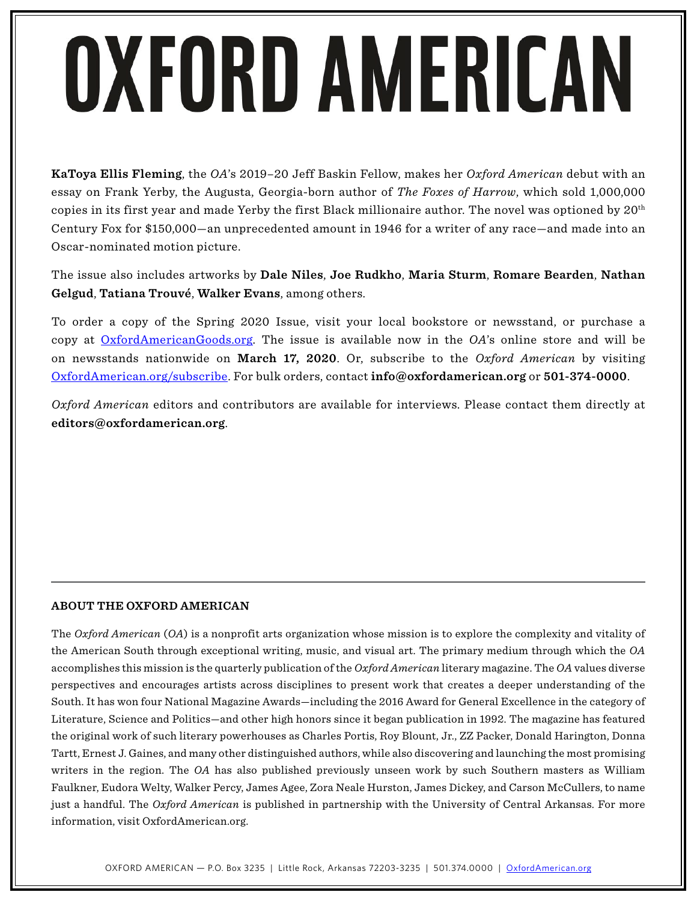# OXFORD AMERICAN

**KaToya Ellis Fleming**, the *OA*'s 2019–20 Jeff Baskin Fellow, makes her *Oxford American* debut with an essay on Frank Yerby, the Augusta, Georgia-born author of *The Foxes of Harrow*, which sold 1,000,000 copies in its first year and made Yerby the first Black millionaire author. The novel was optioned by 20th Century Fox for $150,000—an unprecedented amount in 1946 for a writer of any race—and made into an Oscar-nominated motion picture.

The issue also includes artworks by **Dale Niles**, **Joe Rudkho**, **Maria Sturm**, **Romare Bearden**, **Nathan Gelgud**, **Tatiana Trouvé**, **Walker Evans**, among others.

To order a copy of the Spring 2020 Issue, visit your local bookstore or newsstand, or purchase a copy at OxfordAmericanGoods.org. The issue is available now in the *OA*'s online store and will be on newsstands nationwide on **March 17, 2020**. Or, subscribe to the *Oxford American* by visiting OxfordAmerican.org/subscribe. For bulk orders, contact **info@oxfordamerican.org** or **501-374-0000**.

*Oxford American* editors and contributors are available for interviews. Please contact them directly at **editors@oxfordamerican.org**.

---

**ABOUT THE OXFORD AMERICAN**

The *Oxford American* (*OA*) is a nonprofit arts organization whose mission is to explore the complexity and vitality of the American South through exceptional writing, music, and visual art. The primary medium through which the *OA* accomplishes this mission is the quarterly publication of the *Oxford American* literary magazine. The *OA* values diverse perspectives and encourages artists across disciplines to present work that creates a deeper understanding of the South. It has won four National Magazine Awards—including the 2016 Award for General Excellence in the category of Literature, Science and Politics—and other high honors since it began publication in 1992. The magazine has featured the original work of such literary powerhouses as Charles Portis, Roy Blount, Jr., ZZ Packer, Donald Harington, Donna Tartt, Ernest J. Gaines, and many other distinguished authors, while also discovering and launching the most promising writers in the region. The *OA* has also published previously unseen work by such Southern masters as William Faulkner, Eudora Welty, Walker Percy, James Agee, Zora Neale Hurston, James Dickey, and Carson McCullers, to name just a handful. The *Oxford American* is published in partnership with the University of Central Arkansas. For more information, visit OxfordAmerican.org.

OXFORD AMERICAN — P.O. Box 3235 | Little Rock, Arkansas 72203-3235 | 501.374.0000 | OxfordAmerican.org